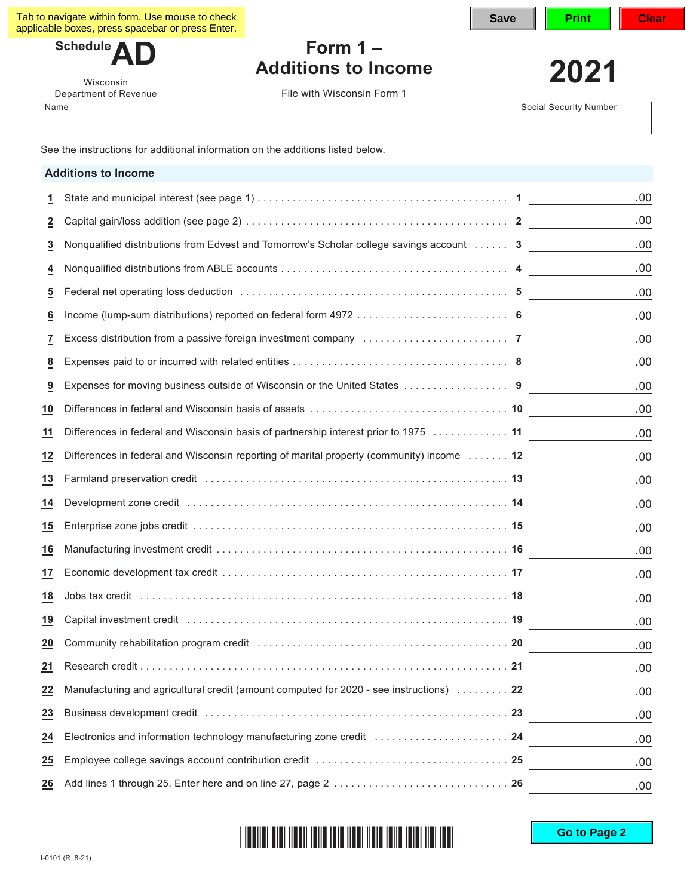Tab to navigate within form. Use mouse to check applicable boxes, press spacebar or press Enter.

Save | Print | Clear

**Schedule AD**

Wisconsin Department of Revenue

# Form 1 – Additions to Income

File with Wisconsin Form 1

**2021**

| Name | Social Security Number |
|---|---|
| | |

See the instructions for additional information on the additions listed below.

## Additions to Income

| | | | |
|---|---|---|---|
| 1 | State and municipal interest (see page 1) | 1 | .00 |
| 2 | Capital gain/loss addition (see page 2) | 2 | .00 |
| 3 | Nonqualified distributions from Edvest and Tomorrow's Scholar college savings account | 3 | .00 |
| 4 | Nonqualified distributions from ABLE accounts | 4 | .00 |
| 5 | Federal net operating loss deduction | 5 | .00 |
| 6 | Income (lump-sum distributions) reported on federal form 4972 | 6 | .00 |
| 7 | Excess distribution from a passive foreign investment company | 7 | .00 |
| 8 | Expenses paid to or incurred with related entities | 8 | .00 |
| 9 | Expenses for moving business outside of Wisconsin or the United States | 9 | .00 |
| 10 | Differences in federal and Wisconsin basis of assets | 10 | .00 |
| 11 | Differences in federal and Wisconsin basis of partnership interest prior to 1975 | 11 | .00 |
| 12 | Differences in federal and Wisconsin reporting of marital property (community) income | 12 | .00 |
| 13 | Farmland preservation credit | 13 | .00 |
| 14 | Development zone credit | 14 | .00 |
| 15 | Enterprise zone jobs credit | 15 | .00 |
| 16 | Manufacturing investment credit | 16 | .00 |
| 17 | Economic development tax credit | 17 | .00 |
| 18 | Jobs tax credit | 18 | .00 |
| 19 | Capital investment credit | 19 | .00 |
| 20 | Community rehabilitation program credit | 20 | .00 |
| 21 | Research credit | 21 | .00 |
| 22 | Manufacturing and agricultural credit (amount computed for 2020 - see instructions) | 22 | .00 |
| 23 | Business development credit | 23 | .00 |
| 24 | Electronics and information technology manufacturing zone credit | 24 | .00 |
| 25 | Employee college savings account contribution credit | 25 | .00 |
| 26 | Add lines 1 through 25. Enter here and on line 27, page 2 | 26 | .00 |

Go to Page 2

I-0101 (R. 8-21)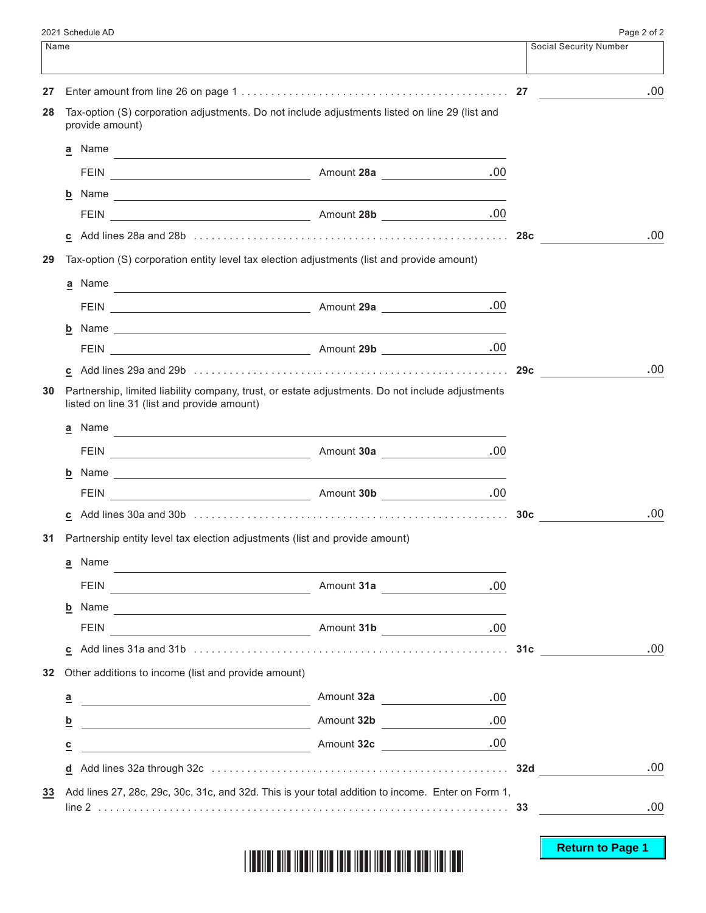| Name | Social Security Number |
| --- | --- |
| | |

**27** Enter amount from line 26 on page 1 . . . . . . . . . . . . . . . . . . . . . . . . . . . . . . . . . . . . . . . . . . . . **27** ______ .00

**28** Tax-option (S) corporation adjustments. Do not include adjustments listed on line 29 (list and provide amount)

**a** Name ______

FEIN ______ Amount **28a** ______ .00

**b** Name ______

FEIN ______ Amount **28b** ______ .00

**c** Add lines 28a and 28b . . . . . . . . . . . . . . . . . . . . . . . . . . . . . . . . . . . . . . . . . . . . . . . . . . **28c** ______ .00

**29** Tax-option (S) corporation entity level tax election adjustments (list and provide amount)

**a** Name ______

FEIN ______ Amount **29a** ______ .00

**b** Name ______

FEIN ______ Amount **29b** ______ .00

**c** Add lines 29a and 29b . . . . . . . . . . . . . . . . . . . . . . . . . . . . . . . . . . . . . . . . . . . . . . . . . . **29c** ______ .00

**30** Partnership, limited liability company, trust, or estate adjustments. Do not include adjustments listed on line 31 (list and provide amount)

**a** Name ______

FEIN ______ Amount **30a** ______ .00

**b** Name ______

FEIN ______ Amount **30b** ______ .00

**c** Add lines 30a and 30b . . . . . . . . . . . . . . . . . . . . . . . . . . . . . . . . . . . . . . . . . . . . . . . . . . **30c** ______ .00

**31** Partnership entity level tax election adjustments (list and provide amount)

**a** Name ______

FEIN ______ Amount **31a** ______ .00

**b** Name ______

FEIN ______ Amount **31b** ______ .00

**c** Add lines 31a and 31b . . . . . . . . . . . . . . . . . . . . . . . . . . . . . . . . . . . . . . . . . . . . . . . . . . **31c** ______ .00

**32** Other additions to income (list and provide amount)

**a** ______ Amount **32a** ______ .00

**b** ______ Amount **32b** ______ .00

**c** ______ Amount **32c** ______ .00

**d** Add lines 32a through 32c . . . . . . . . . . . . . . . . . . . . . . . . . . . . . . . . . . . . . . . . . . . . . . . . **32d** ______ .00

**33** Add lines 27, 28c, 29c, 30c, 31c, and 32d. This is your total addition to income. Enter on Form 1, line 2 . . . . . . . . . . . . . . . . . . . . . . . . . . . . . . . . . . . . . . . . . . . . . . . . . . . . . . . . . . . . . . . . . . . **33** ______ .00

**Return to Page 1**